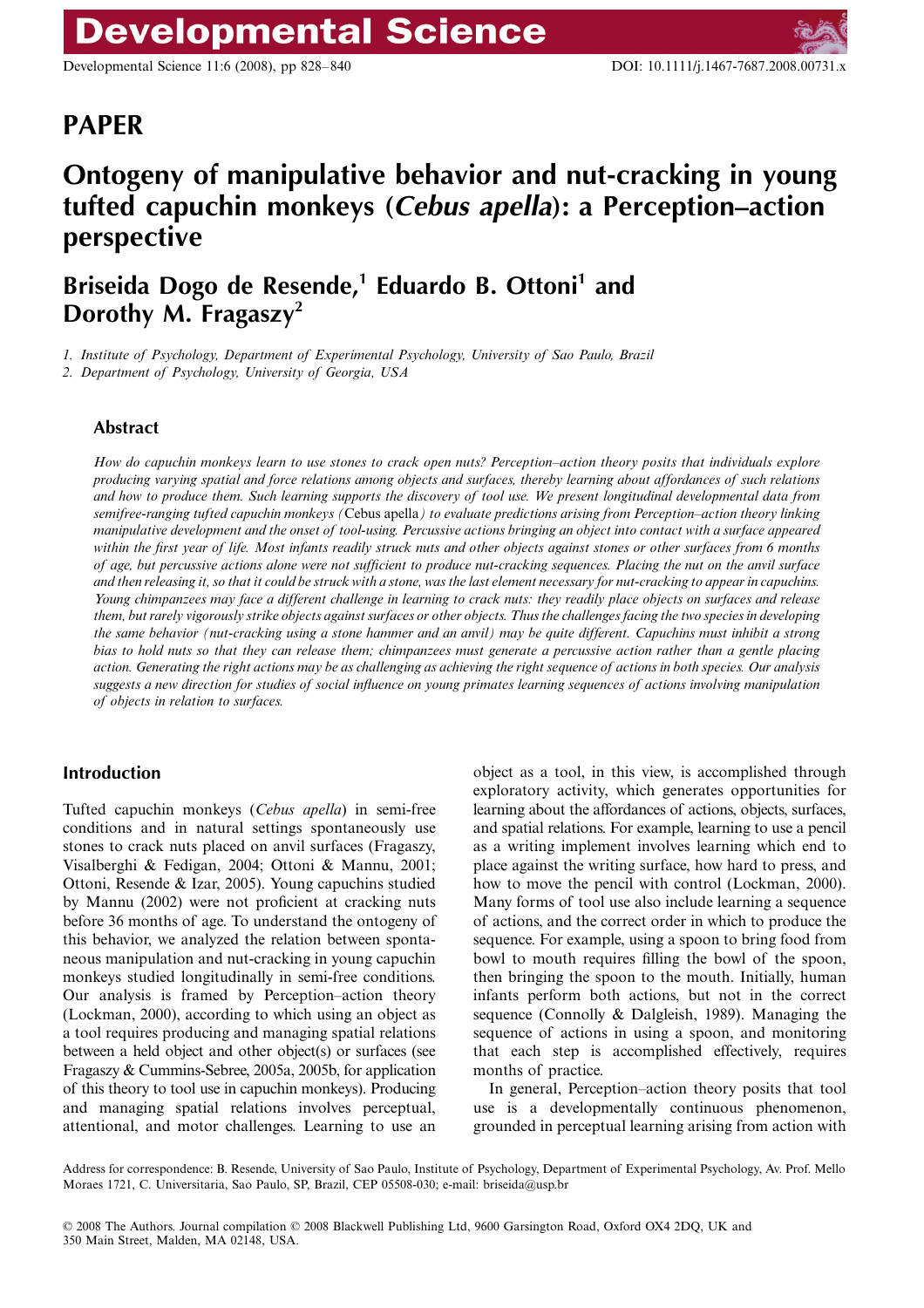# Developmental Science

DOI: 10.1111/j.1467-7687.2008.00731.x

## PAPER

# Ontogeny of manipulative behavior and nut-cracking in young tufted capuchin monkeys (*Cebus apella*): a Perception–action perspective

## Briseida Dogo de Resende,[1] Eduardo B. Ottoni[1] and Dorothy M. Fragaszy[2]

*1. Institute of Psychology, Department of Experimental Psychology, University of Sao Paulo, Brazil*
*2. Department of Psychology, University of Georgia, USA*

### Abstract

*How do capuchin monkeys learn to use stones to crack open nuts? Perception–action theory posits that individuals explore producing varying spatial and force relations among objects and surfaces, thereby learning about affordances of such relations and how to produce them. Such learning supports the discovery of tool use. We present longitudinal developmental data from semifree-ranging tufted capuchin monkeys (*Cebus apella*) to evaluate predictions arising from Perception–action theory linking manipulative development and the onset of tool-using. Percussive actions bringing an object into contact with a surface appeared within the first year of life. Most infants readily struck nuts and other objects against stones or other surfaces from 6 months of age, but percussive actions alone were not sufficient to produce nut-cracking sequences. Placing the nut on the anvil surface and then releasing it, so that it could be struck with a stone, was the last element necessary for nut-cracking to appear in capuchins. Young chimpanzees may face a different challenge in learning to crack nuts: they readily place objects on surfaces and release them, but rarely vigorously strike objects against surfaces or other objects. Thus the challenges facing the two species in developing the same behavior (nut-cracking using a stone hammer and an anvil) may be quite different. Capuchins must inhibit a strong bias to hold nuts so that they can release them; chimpanzees must generate a percussive action rather than a gentle placing action. Generating the right actions may be as challenging as achieving the right sequence of actions in both species. Our analysis suggests a new direction for studies of social influence on young primates learning sequences of actions involving manipulation of objects in relation to surfaces.*

### Introduction

Tufted capuchin monkeys (*Cebus apella*) in semi-free conditions and in natural settings spontaneously use stones to crack nuts placed on anvil surfaces (Fragaszy, Visalberghi & Fedigan, 2004; Ottoni & Mannu, 2001; Ottoni, Resende & Izar, 2005). Young capuchins studied by Mannu (2002) were not proficient at cracking nuts before 36 months of age. To understand the ontogeny of this behavior, we analyzed the relation between spontaneous manipulation and nut-cracking in young capuchin monkeys studied longitudinally in semi-free conditions. Our analysis is framed by Perception–action theory (Lockman, 2000), according to which using an object as a tool requires producing and managing spatial relations between a held object and other object(s) or surfaces (see Fragaszy & Cummins-Sebree, 2005a, 2005b, for application of this theory to tool use in capuchin monkeys). Producing and managing spatial relations involves perceptual, attentional, and motor challenges. Learning to use an object as a tool, in this view, is accomplished through exploratory activity, which generates opportunities for learning about the affordances of actions, objects, surfaces, and spatial relations. For example, learning to use a pencil as a writing implement involves learning which end to place against the writing surface, how hard to press, and how to move the pencil with control (Lockman, 2000). Many forms of tool use also include learning a sequence of actions, and the correct order in which to produce the sequence. For example, using a spoon to bring food from bowl to mouth requires filling the bowl of the spoon, then bringing the spoon to the mouth. Initially, human infants perform both actions, but not in the correct sequence (Connolly & Dalgleish, 1989). Managing the sequence of actions in using a spoon, and monitoring that each step is accomplished effectively, requires months of practice.

In general, Perception–action theory posits that tool use is a developmentally continuous phenomenon, grounded in perceptual learning arising from action with

Address for correspondence: B. Resende, University of Sao Paulo, Institute of Psychology, Department of Experimental Psychology, Av. Prof. Mello Moraes 1721, C. Universitaria, Sao Paulo, SP, Brazil, CEP 05508-030; e-mail: briseida@usp.br

© 2008 The Authors. Journal compilation © 2008 Blackwell Publishing Ltd, 9600 Garsington Road, Oxford OX4 2DQ, UK and 350 Main Street, Malden, MA 02148, USA.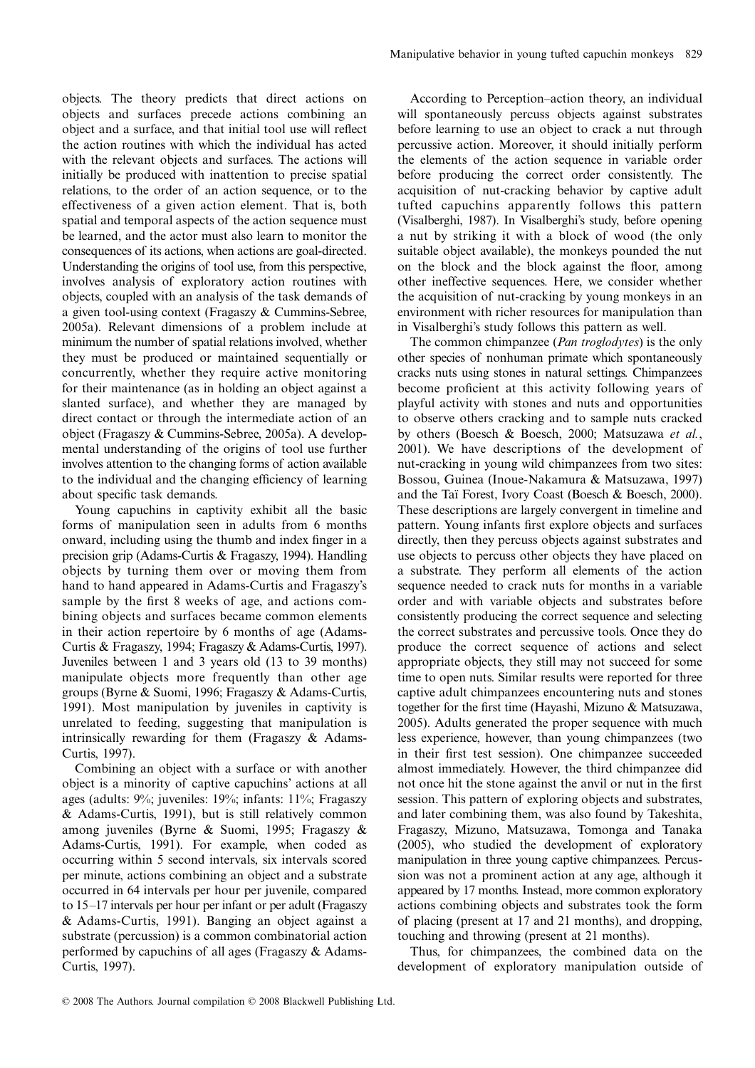objects. The theory predicts that direct actions on objects and surfaces precede actions combining an object and a surface, and that initial tool use will reflect the action routines with which the individual has acted with the relevant objects and surfaces. The actions will initially be produced with inattention to precise spatial relations, to the order of an action sequence, or to the effectiveness of a given action element. That is, both spatial and temporal aspects of the action sequence must be learned, and the actor must also learn to monitor the consequences of its actions, when actions are goal-directed. Understanding the origins of tool use, from this perspective, involves analysis of exploratory action routines with objects, coupled with an analysis of the task demands of a given tool-using context (Fragaszy & Cummins-Sebree, 2005a). Relevant dimensions of a problem include at minimum the number of spatial relations involved, whether they must be produced or maintained sequentially or concurrently, whether they require active monitoring for their maintenance (as in holding an object against a slanted surface), and whether they are managed by direct contact or through the intermediate action of an object (Fragaszy & Cummins-Sebree, 2005a). A developmental understanding of the origins of tool use further involves attention to the changing forms of action available to the individual and the changing efficiency of learning about specific task demands.

Young capuchins in captivity exhibit all the basic forms of manipulation seen in adults from 6 months onward, including using the thumb and index finger in a precision grip (Adams-Curtis & Fragaszy, 1994). Handling objects by turning them over or moving them from hand to hand appeared in Adams-Curtis and Fragaszy's sample by the first 8 weeks of age, and actions combining objects and surfaces became common elements in their action repertoire by 6 months of age (Adams-Curtis & Fragaszy, 1994; Fragaszy & Adams-Curtis, 1997). Juveniles between 1 and 3 years old (13 to 39 months) manipulate objects more frequently than other age groups (Byrne & Suomi, 1996; Fragaszy & Adams-Curtis, 1991). Most manipulation by juveniles in captivity is unrelated to feeding, suggesting that manipulation is intrinsically rewarding for them (Fragaszy & Adams-Curtis, 1997).

Combining an object with a surface or with another object is a minority of captive capuchins' actions at all ages (adults: 9%; juveniles: 19%; infants: 11%; Fragaszy & Adams-Curtis, 1991), but is still relatively common among juveniles (Byrne & Suomi, 1995; Fragaszy & Adams-Curtis, 1991). For example, when coded as occurring within 5 second intervals, six intervals scored per minute, actions combining an object and a substrate occurred in 64 intervals per hour per juvenile, compared to 15–17 intervals per hour per infant or per adult (Fragaszy & Adams-Curtis, 1991). Banging an object against a substrate (percussion) is a common combinatorial action performed by capuchins of all ages (Fragaszy & Adams-Curtis, 1997).

According to Perception–action theory, an individual will spontaneously percuss objects against substrates before learning to use an object to crack a nut through percussive action. Moreover, it should initially perform the elements of the action sequence in variable order before producing the correct order consistently. The acquisition of nut-cracking behavior by captive adult tufted capuchins apparently follows this pattern (Visalberghi, 1987). In Visalberghi's study, before opening a nut by striking it with a block of wood (the only suitable object available), the monkeys pounded the nut on the block and the block against the floor, among other ineffective sequences. Here, we consider whether the acquisition of nut-cracking by young monkeys in an environment with richer resources for manipulation than in Visalberghi's study follows this pattern as well.

The common chimpanzee (*Pan troglodytes*) is the only other species of nonhuman primate which spontaneously cracks nuts using stones in natural settings. Chimpanzees become proficient at this activity following years of playful activity with stones and nuts and opportunities to observe others cracking and to sample nuts cracked by others (Boesch & Boesch, 2000; Matsuzawa *et al.*, 2001). We have descriptions of the development of nut-cracking in young wild chimpanzees from two sites: Bossou, Guinea (Inoue-Nakamura & Matsuzawa, 1997) and the Taï Forest, Ivory Coast (Boesch & Boesch, 2000). These descriptions are largely convergent in timeline and pattern. Young infants first explore objects and surfaces directly, then they percuss objects against substrates and use objects to percuss other objects they have placed on a substrate. They perform all elements of the action sequence needed to crack nuts for months in a variable order and with variable objects and substrates before consistently producing the correct sequence and selecting the correct substrates and percussive tools. Once they do produce the correct sequence of actions and select appropriate objects, they still may not succeed for some time to open nuts. Similar results were reported for three captive adult chimpanzees encountering nuts and stones together for the first time (Hayashi, Mizuno & Matsuzawa, 2005). Adults generated the proper sequence with much less experience, however, than young chimpanzees (two in their first test session). One chimpanzee succeeded almost immediately. However, the third chimpanzee did not once hit the stone against the anvil or nut in the first session. This pattern of exploring objects and substrates, and later combining them, was also found by Takeshita, Fragaszy, Mizuno, Matsuzawa, Tomonga and Tanaka (2005), who studied the development of exploratory manipulation in three young captive chimpanzees. Percussion was not a prominent action at any age, although it appeared by 17 months. Instead, more common exploratory actions combining objects and substrates took the form of placing (present at 17 and 21 months), and dropping, touching and throwing (present at 21 months).

Thus, for chimpanzees, the combined data on the development of exploratory manipulation outside of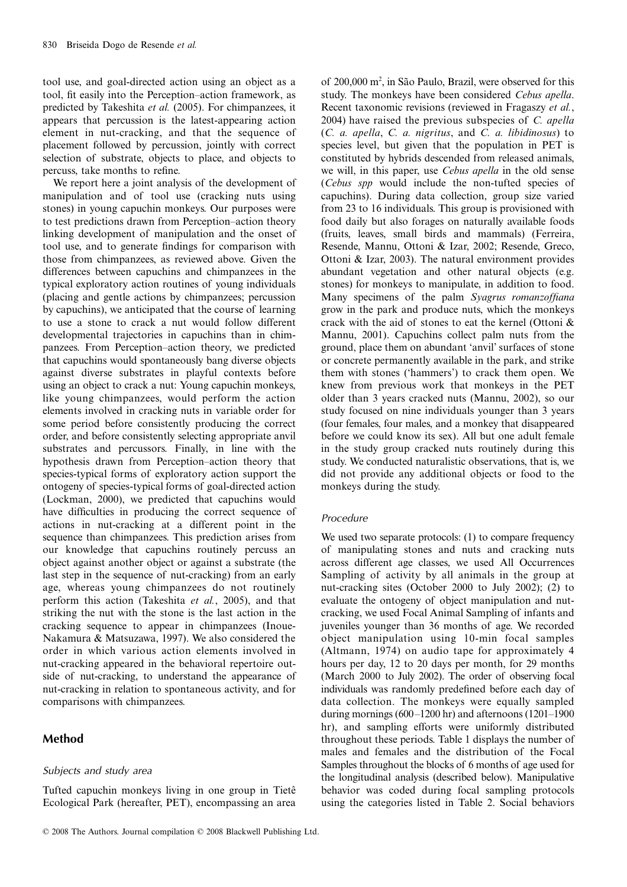tool use, and goal-directed action using an object as a tool, fit easily into the Perception–action framework, as predicted by Takeshita *et al.* (2005). For chimpanzees, it appears that percussion is the latest-appearing action element in nut-cracking, and that the sequence of placement followed by percussion, jointly with correct selection of substrate, objects to place, and objects to percuss, take months to refine.

We report here a joint analysis of the development of manipulation and of tool use (cracking nuts using stones) in young capuchin monkeys. Our purposes were to test predictions drawn from Perception–action theory linking development of manipulation and the onset of tool use, and to generate findings for comparison with those from chimpanzees, as reviewed above. Given the differences between capuchins and chimpanzees in the typical exploratory action routines of young individuals (placing and gentle actions by chimpanzees; percussion by capuchins), we anticipated that the course of learning to use a stone to crack a nut would follow different developmental trajectories in capuchins than in chimpanzees. From Perception–action theory, we predicted that capuchins would spontaneously bang diverse objects against diverse substrates in playful contexts before using an object to crack a nut: Young capuchin monkeys, like young chimpanzees, would perform the action elements involved in cracking nuts in variable order for some period before consistently producing the correct order, and before consistently selecting appropriate anvil substrates and percussors. Finally, in line with the hypothesis drawn from Perception–action theory that species-typical forms of exploratory action support the ontogeny of species-typical forms of goal-directed action (Lockman, 2000), we predicted that capuchins would have difficulties in producing the correct sequence of actions in nut-cracking at a different point in the sequence than chimpanzees. This prediction arises from our knowledge that capuchins routinely percuss an object against another object or against a substrate (the last step in the sequence of nut-cracking) from an early age, whereas young chimpanzees do not routinely perform this action (Takeshita *et al.*, 2005), and that striking the nut with the stone is the last action in the cracking sequence to appear in chimpanzees (Inoue-Nakamura & Matsuzawa, 1997). We also considered the order in which various action elements involved in nut-cracking appeared in the behavioral repertoire outside of nut-cracking, to understand the appearance of nut-cracking in relation to spontaneous activity, and for comparisons with chimpanzees.

## Method

### Subjects and study area

Tufted capuchin monkeys living in one group in Tietê Ecological Park (hereafter, PET), encompassing an area of 200,000 m$^2$, in São Paulo, Brazil, were observed for this study. The monkeys have been considered *Cebus apella*. Recent taxonomic revisions (reviewed in Fragaszy *et al.*, 2004) have raised the previous subspecies of *C. apella* (*C. a. apella*, *C. a. nigritus*, and *C. a. libidinosus*) to species level, but given that the population in PET is constituted by hybrids descended from released animals, we will, in this paper, use *Cebus apella* in the old sense (*Cebus spp* would include the non-tufted species of capuchins). During data collection, group size varied from 23 to 16 individuals. This group is provisioned with food daily but also forages on naturally available foods (fruits, leaves, small birds and mammals) (Ferreira, Resende, Mannu, Ottoni & Izar, 2002; Resende, Greco, Ottoni & Izar, 2003). The natural environment provides abundant vegetation and other natural objects (e.g. stones) for monkeys to manipulate, in addition to food. Many specimens of the palm *Syagrus romanzoffiana* grow in the park and produce nuts, which the monkeys crack with the aid of stones to eat the kernel (Ottoni & Mannu, 2001). Capuchins collect palm nuts from the ground, place them on abundant 'anvil' surfaces of stone or concrete permanently available in the park, and strike them with stones ('hammers') to crack them open. We knew from previous work that monkeys in the PET older than 3 years cracked nuts (Mannu, 2002), so our study focused on nine individuals younger than 3 years (four females, four males, and a monkey that disappeared before we could know its sex). All but one adult female in the study group cracked nuts routinely during this study. We conducted naturalistic observations, that is, we did not provide any additional objects or food to the monkeys during the study.

### Procedure

We used two separate protocols: (1) to compare frequency of manipulating stones and nuts and cracking nuts across different age classes, we used All Occurrences Sampling of activity by all animals in the group at nut-cracking sites (October 2000 to July 2002); (2) to evaluate the ontogeny of object manipulation and nut-cracking, we used Focal Animal Sampling of infants and juveniles younger than 36 months of age. We recorded object manipulation using 10-min focal samples (Altmann, 1974) on audio tape for approximately 4 hours per day, 12 to 20 days per month, for 29 months (March 2000 to July 2002). The order of observing focal individuals was randomly predefined before each day of data collection. The monkeys were equally sampled during mornings (600–1200 hr) and afternoons (1201–1900 hr), and sampling efforts were uniformly distributed throughout these periods. Table 1 displays the number of males and females and the distribution of the Focal Samples throughout the blocks of 6 months of age used for the longitudinal analysis (described below). Manipulative behavior was coded during focal sampling protocols using the categories listed in Table 2. Social behaviors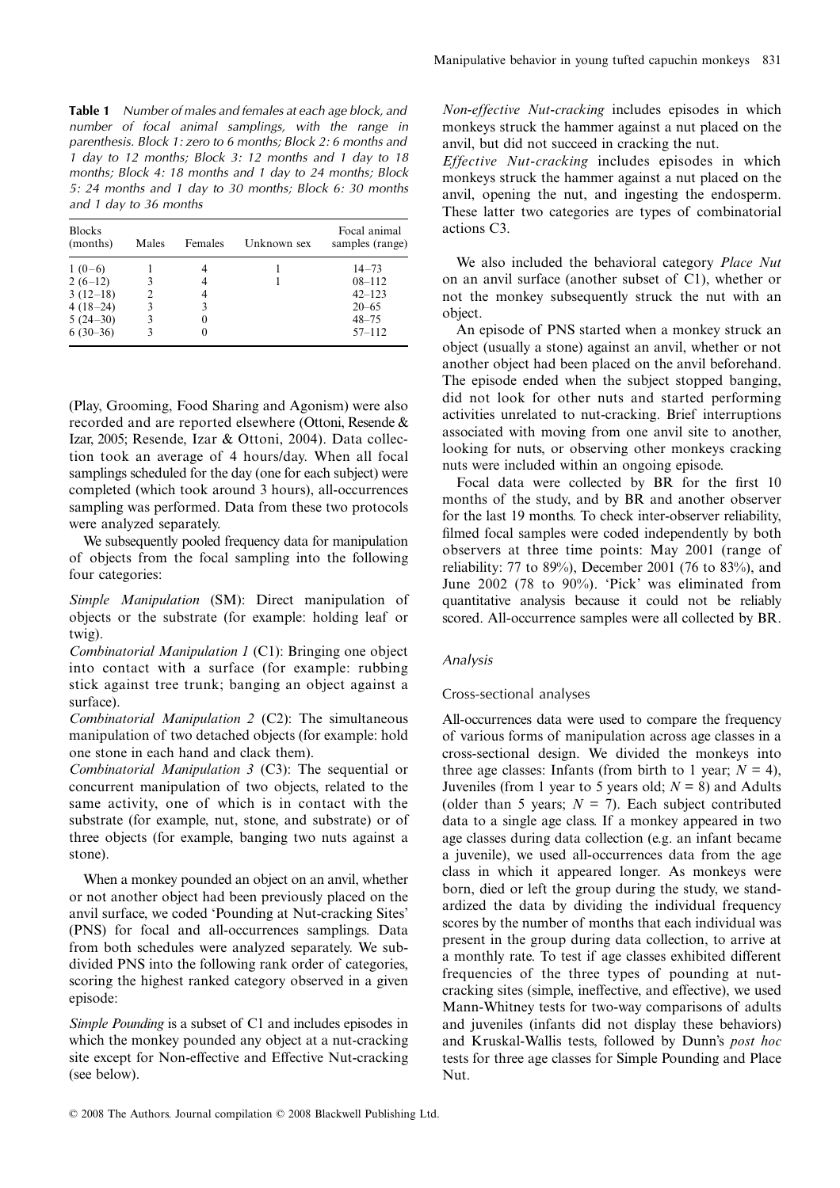**Table 1** *Number of males and females at each age block, and number of focal animal samplings, with the range in parenthesis. Block 1: zero to 6 months; Block 2: 6 months and 1 day to 12 months; Block 3: 12 months and 1 day to 18 months; Block 4: 18 months and 1 day to 24 months; Block 5: 24 months and 1 day to 30 months; Block 6: 30 months and 1 day to 36 months*

| Blocks (months) | Males | Females | Unknown sex | Focal animal samples (range) |
|---|---|---|---|---|
| 1 (0–6) | 1 | 4 | 1 | 14–73 |
| 2 (6–12) | 3 | 4 | 1 | 08–112 |
| 3 (12–18) | 2 | 4 | | 42–123 |
| 4 (18–24) | 3 | 3 | | 20–65 |
| 5 (24–30) | 3 | 0 | | 48–75 |
| 6 (30–36) | 3 | 0 | | 57–112 |

(Play, Grooming, Food Sharing and Agonism) were also recorded and are reported elsewhere (Ottoni, Resende & Izar, 2005; Resende, Izar & Ottoni, 2004). Data collection took an average of 4 hours/day. When all focal samplings scheduled for the day (one for each subject) were completed (which took around 3 hours), all-occurrences sampling was performed. Data from these two protocols were analyzed separately.

We subsequently pooled frequency data for manipulation of objects from the focal sampling into the following four categories:

*Simple Manipulation* (SM): Direct manipulation of objects or the substrate (for example: holding leaf or twig).

*Combinatorial Manipulation 1* (C1): Bringing one object into contact with a surface (for example: rubbing stick against tree trunk; banging an object against a surface).

*Combinatorial Manipulation 2* (C2): The simultaneous manipulation of two detached objects (for example: hold one stone in each hand and clack them).

*Combinatorial Manipulation 3* (C3): The sequential or concurrent manipulation of two objects, related to the same activity, one of which is in contact with the substrate (for example, nut, stone, and substrate) or of three objects (for example, banging two nuts against a stone).

When a monkey pounded an object on an anvil, whether or not another object had been previously placed on the anvil surface, we coded 'Pounding at Nut-cracking Sites' (PNS) for focal and all-occurrences samplings. Data from both schedules were analyzed separately. We subdivided PNS into the following rank order of categories, scoring the highest ranked category observed in a given episode:

*Simple Pounding* is a subset of C1 and includes episodes in which the monkey pounded any object at a nut-cracking site except for Non-effective and Effective Nut-cracking (see below).

*Non-effective Nut-cracking* includes episodes in which monkeys struck the hammer against a nut placed on the anvil, but did not succeed in cracking the nut.

*Effective Nut-cracking* includes episodes in which monkeys struck the hammer against a nut placed on the anvil, opening the nut, and ingesting the endosperm. These latter two categories are types of combinatorial actions C3.

We also included the behavioral category *Place Nut* on an anvil surface (another subset of C1), whether or not the monkey subsequently struck the nut with an object.

An episode of PNS started when a monkey struck an object (usually a stone) against an anvil, whether or not another object had been placed on the anvil beforehand. The episode ended when the subject stopped banging, did not look for other nuts and started performing activities unrelated to nut-cracking. Brief interruptions associated with moving from one anvil site to another, looking for nuts, or observing other monkeys cracking nuts were included within an ongoing episode.

Focal data were collected by BR for the first 10 months of the study, and by BR and another observer for the last 19 months. To check inter-observer reliability, filmed focal samples were coded independently by both observers at three time points: May 2001 (range of reliability: 77 to 89%), December 2001 (76 to 83%), and June 2002 (78 to 90%). 'Pick' was eliminated from quantitative analysis because it could not be reliably scored. All-occurrence samples were all collected by BR.

### *Analysis*

#### Cross-sectional analyses

All-occurrences data were used to compare the frequency of various forms of manipulation across age classes in a cross-sectional design. We divided the monkeys into three age classes: Infants (from birth to 1 year; $N = 4$), Juveniles (from 1 year to 5 years old; $N = 8$) and Adults (older than 5 years; $N = 7$). Each subject contributed data to a single age class. If a monkey appeared in two age classes during data collection (e.g. an infant became a juvenile), we used all-occurrences data from the age class in which it appeared longer. As monkeys were born, died or left the group during the study, we standardized the data by dividing the individual frequency scores by the number of months that each individual was present in the group during data collection, to arrive at a monthly rate. To test if age classes exhibited different frequencies of the three types of pounding at nut-cracking sites (simple, ineffective, and effective), we used Mann-Whitney tests for two-way comparisons of adults and juveniles (infants did not display these behaviors) and Kruskal-Wallis tests, followed by Dunn's *post hoc* tests for three age classes for Simple Pounding and Place Nut.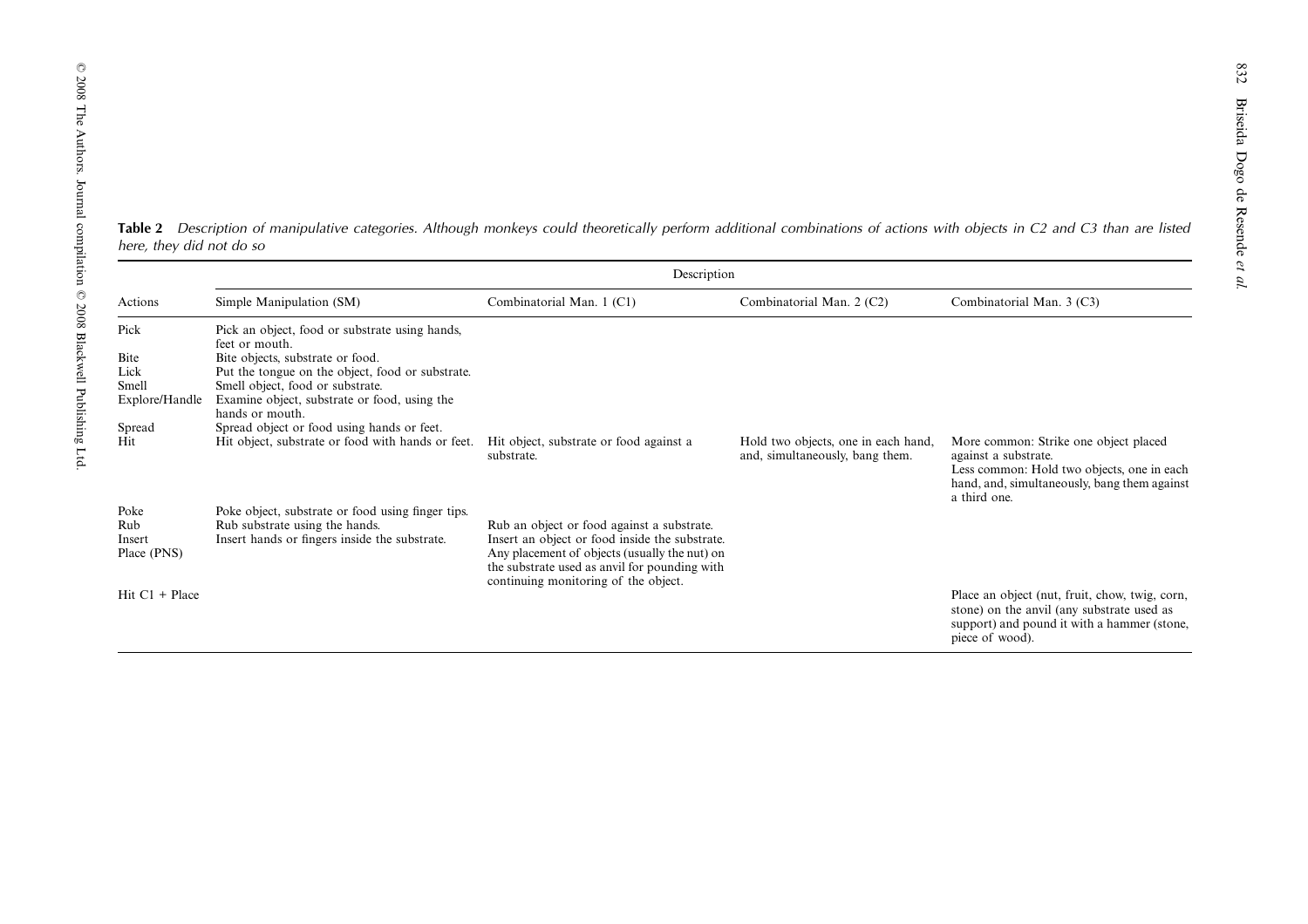**Table 2** *Description of manipulative categories. Although monkeys could theoretically perform additional combinations of actions with objects in C2 and C3 than are listed here, they did not do so*

| Actions | Description | | | |
|---|---|---|---|---|
| | Simple Manipulation (SM) | Combinatorial Man. 1 (C1) | Combinatorial Man. 2 (C2) | Combinatorial Man. 3 (C3) |
| Pick | Pick an object, food or substrate using hands, feet or mouth. | | | |
| Bite | Bite objects, substrate or food. | | | |
| Lick | Put the tongue on the object, food or substrate. | | | |
| Smell | Smell object, food or substrate. | | | |
| Explore/Handle | Examine object, substrate or food, using the hands or mouth. | | | |
| Spread | Spread object or food using hands or feet. | | | |
| Hit | Hit object, substrate or food with hands or feet. | Hit object, substrate or food against a substrate. | Hold two objects, one in each hand, and, simultaneously, bang them. | More common: Strike one object placed against a substrate. Less common: Hold two objects, one in each hand, and, simultaneously, bang them against a third one. |
| Poke | Poke object, substrate or food using finger tips. | | | |
| Rub | Rub substrate using the hands. | Rub an object or food against a substrate. | | |
| Insert | Insert hands or fingers inside the substrate. | Insert an object or food inside the substrate. | | |
| Place (PNS) | | Any placement of objects (usually the nut) on the substrate used as anvil for pounding with continuing monitoring of the object. | | |
| Hit C1 + Place | | | | Place an object (nut, fruit, chow, twig, corn, stone) on the anvil (any substrate used as support) and pound it with a hammer (stone, piece of wood). |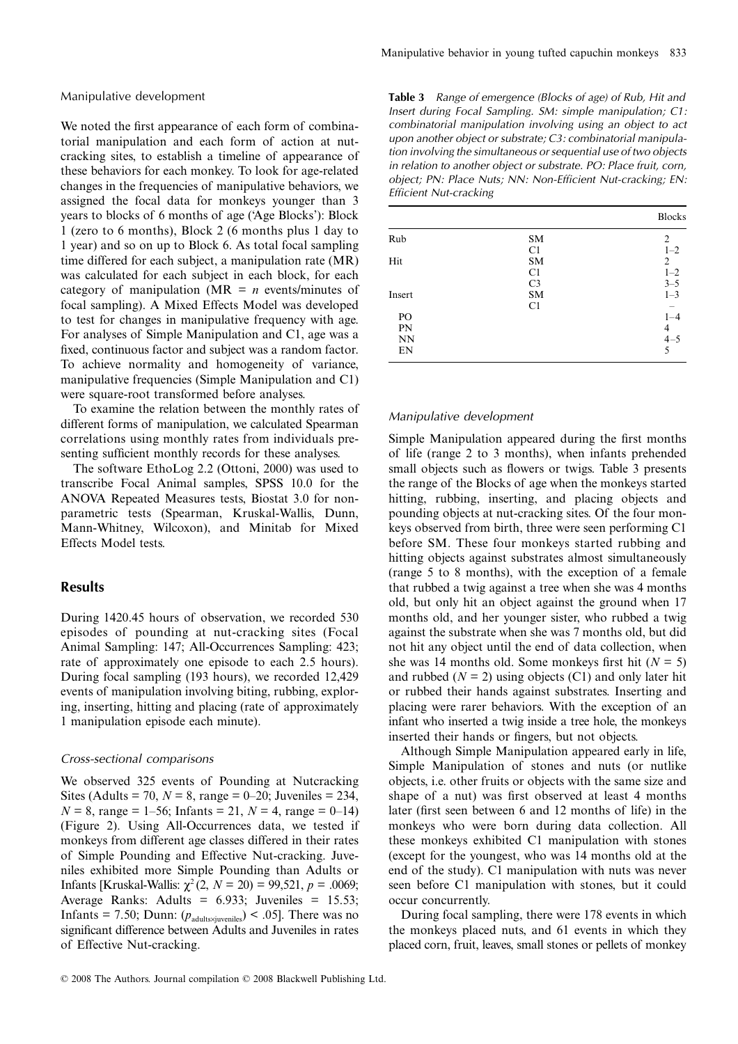### Manipulative development

We noted the first appearance of each form of combinatorial manipulation and each form of action at nut-cracking sites, to establish a timeline of appearance of these behaviors for each monkey. To look for age-related changes in the frequencies of manipulative behaviors, we assigned the focal data for monkeys younger than 3 years to blocks of 6 months of age ('Age Blocks'): Block 1 (zero to 6 months), Block 2 (6 months plus 1 day to 1 year) and so on up to Block 6. As total focal sampling time differed for each subject, a manipulation rate (MR) was calculated for each subject in each block, for each category of manipulation (MR = $n$ events/minutes of focal sampling). A Mixed Effects Model was developed to test for changes in manipulative frequency with age. For analyses of Simple Manipulation and C1, age was a fixed, continuous factor and subject was a random factor. To achieve normality and homogeneity of variance, manipulative frequencies (Simple Manipulation and C1) were square-root transformed before analyses.

To examine the relation between the monthly rates of different forms of manipulation, we calculated Spearman correlations using monthly rates from individuals presenting sufficient monthly records for these analyses.

The software EthoLog 2.2 (Ottoni, 2000) was used to transcribe Focal Animal samples, SPSS 10.0 for the ANOVA Repeated Measures tests, Biostat 3.0 for non-parametric tests (Spearman, Kruskal-Wallis, Dunn, Mann-Whitney, Wilcoxon), and Minitab for Mixed Effects Model tests.

## Results

During 1420.45 hours of observation, we recorded 530 episodes of pounding at nut-cracking sites (Focal Animal Sampling: 147; All-Occurrences Sampling: 423; rate of approximately one episode to each 2.5 hours). During focal sampling (193 hours), we recorded 12,429 events of manipulation involving biting, rubbing, exploring, inserting, hitting and placing (rate of approximately 1 manipulation episode each minute).

### *Cross-sectional comparisons*

We observed 325 events of Pounding at Nutcracking Sites (Adults = 70, $N$ = 8, range = 0–20; Juveniles = 234, $N$ = 8, range = 1–56; Infants = 21, $N$ = 4, range = 0–14) (Figure 2). Using All-Occurrences data, we tested if monkeys from different age classes differed in their rates of Simple Pounding and Effective Nut-cracking. Juveniles exhibited more Simple Pounding than Adults or Infants [Kruskal-Wallis: $\chi^2(2, N = 20) = 99{,}521$, $p = .0069$; Average Ranks: Adults = 6.933; Juveniles = 15.53; Infants = 7.50; Dunn: ($p_{adults \times juveniles}$) < .05]. There was no significant difference between Adults and Juveniles in rates of Effective Nut-cracking.

**Table 3** *Range of emergence (Blocks of age) of Rub, Hit and Insert during Focal Sampling. SM: simple manipulation; C1: combinatorial manipulation involving using an object to act upon another object or substrate; C3: combinatorial manipulation involving the simultaneous or sequential use of two objects in relation to another object or substrate. PO: Place fruit, corn, object; PN: Place Nuts; NN: Non-Efficient Nut-cracking; EN: Efficient Nut-cracking*

| | | Blocks |
|---|---|---|
| Rub | SM | 2 |
| | C1 | 1–2 |
| Hit | SM | 2 |
| | C1 | 1–2 |
| | C3 | 3–5 |
| Insert | SM | 1–3 |
| | C1 | – |
| PO | | 1–4 |
| PN | | 4 |
| NN | | 4–5 |
| EN | | 5 |

### *Manipulative development*

Simple Manipulation appeared during the first months of life (range 2 to 3 months), when infants prehended small objects such as flowers or twigs. Table 3 presents the range of the Blocks of age when the monkeys started hitting, rubbing, inserting, and placing objects and pounding objects at nut-cracking sites. Of the four monkeys observed from birth, three were seen performing C1 before SM. These four monkeys started rubbing and hitting objects against substrates almost simultaneously (range 5 to 8 months), with the exception of a female that rubbed a twig against a tree when she was 4 months old, but only hit an object against the ground when 17 months old, and her younger sister, who rubbed a twig against the substrate when she was 7 months old, but did not hit any object until the end of data collection, when she was 14 months old. Some monkeys first hit ($N$ = 5) and rubbed ($N$ = 2) using objects (C1) and only later hit or rubbed their hands against substrates. Inserting and placing were rarer behaviors. With the exception of an infant who inserted a twig inside a tree hole, the monkeys inserted their hands or fingers, but not objects.

Although Simple Manipulation appeared early in life, Simple Manipulation of stones and nuts (or nutlike objects, i.e. other fruits or objects with the same size and shape of a nut) was first observed at least 4 months later (first seen between 6 and 12 months of life) in the monkeys who were born during data collection. All these monkeys exhibited C1 manipulation with stones (except for the youngest, who was 14 months old at the end of the study). C1 manipulation with nuts was never seen before C1 manipulation with stones, but it could occur concurrently.

During focal sampling, there were 178 events in which the monkeys placed nuts, and 61 events in which they placed corn, fruit, leaves, small stones or pellets of monkey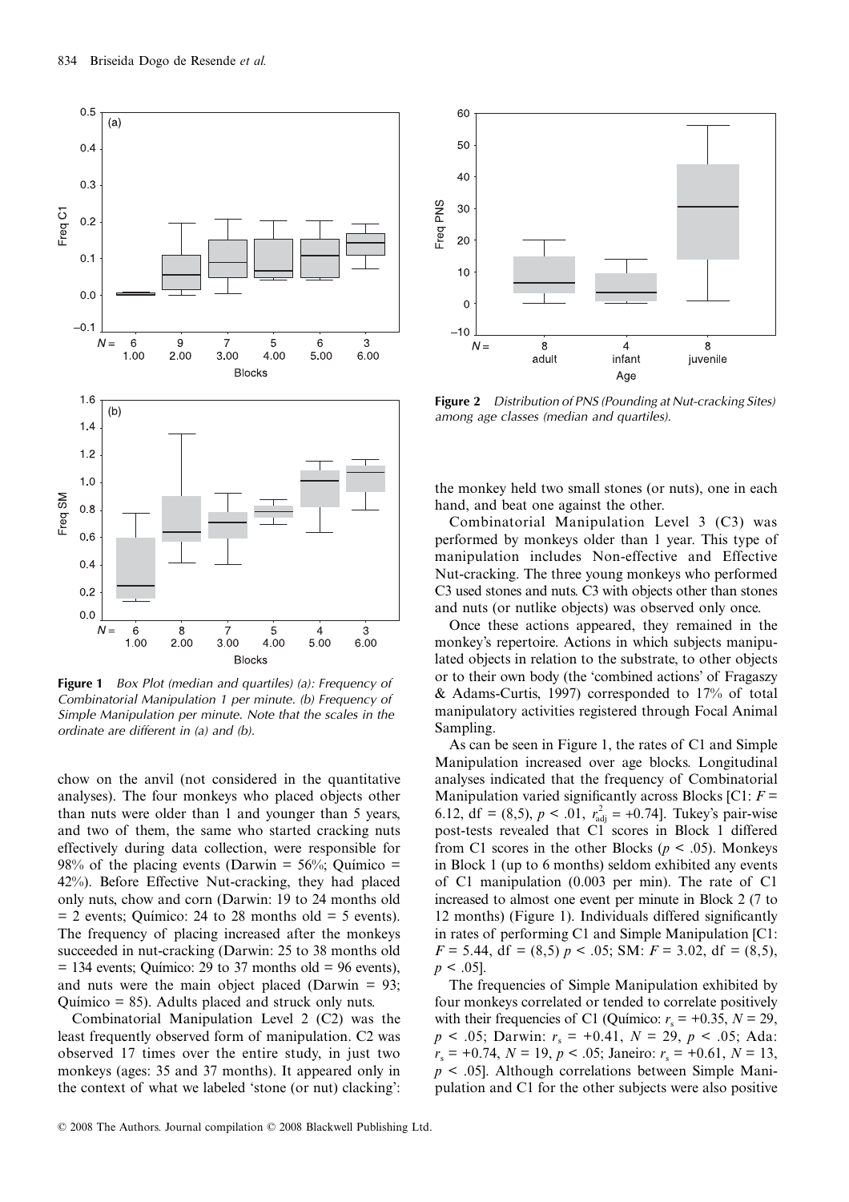**Figure 1** *Box Plot (median and quartiles) (a): Frequency of Combinatorial Manipulation 1 per minute. (b) Frequency of Simple Manipulation per minute. Note that the scales in the ordinate are different in (a) and (b).*

**Figure 2** *Distribution of PNS (Pounding at Nut-cracking Sites) among age classes (median and quartiles).*

chow on the anvil (not considered in the quantitative analyses). The four monkeys who placed objects other than nuts were older than 1 and younger than 5 years, and two of them, the same who started cracking nuts effectively during data collection, were responsible for 98% of the placing events (Darwin = 56%; Químico = 42%). Before Effective Nut-cracking, they had placed only nuts, chow and corn (Darwin: 19 to 24 months old = 2 events; Químico: 24 to 28 months old = 5 events). The frequency of placing increased after the monkeys succeeded in nut-cracking (Darwin: 25 to 38 months old = 134 events; Químico: 29 to 37 months old = 96 events), and nuts were the main object placed (Darwin = 93; Químico = 85). Adults placed and struck only nuts.

Combinatorial Manipulation Level 2 (C2) was the least frequently observed form of manipulation. C2 was observed 17 times over the entire study, in just two monkeys (ages: 35 and 37 months). It appeared only in the context of what we labeled 'stone (or nut) clacking': the monkey held two small stones (or nuts), one in each hand, and beat one against the other.

Combinatorial Manipulation Level 3 (C3) was performed by monkeys older than 1 year. This type of manipulation includes Non-effective and Effective Nut-cracking. The three young monkeys who performed C3 used stones and nuts. C3 with objects other than stones and nuts (or nutlike objects) was observed only once.

Once these actions appeared, they remained in the monkey's repertoire. Actions in which subjects manipulated objects in relation to the substrate, to other objects or to their own body (the 'combined actions' of Fragaszy & Adams-Curtis, 1997) corresponded to 17% of total manipulatory activities registered through Focal Animal Sampling.

As can be seen in Figure 1, the rates of C1 and Simple Manipulation increased over age blocks. Longitudinal analyses indicated that the frequency of Combinatorial Manipulation varied significantly across Blocks [C1: $F$ = 6.12, df = (8,5), $p < .01$, $r^2_{adj} = +0.74$]. Tukey's pair-wise post-tests revealed that C1 scores in Block 1 differed from C1 scores in the other Blocks ($p < .05$). Monkeys in Block 1 (up to 6 months) seldom exhibited any events of C1 manipulation (0.003 per min). The rate of C1 increased to almost one event per minute in Block 2 (7 to 12 months) (Figure 1). Individuals differed significantly in rates of performing C1 and Simple Manipulation [C1: $F = 5.44$, df = (8,5) $p < .05$; SM: $F = 3.02$, df = (8,5), $p < .05$].

The frequencies of Simple Manipulation exhibited by four monkeys correlated or tended to correlate positively with their frequencies of C1 (Químico: $r_s = +0.35$, $N = 29$, $p < .05$; Darwin: $r_s = +0.41$, $N = 29$, $p < .05$; Ada: $r_s = +0.74$, $N = 19$, $p < .05$; Janeiro: $r_s = +0.61$, $N = 13$, $p < .05$]. Although correlations between Simple Manipulation and C1 for the other subjects were also positive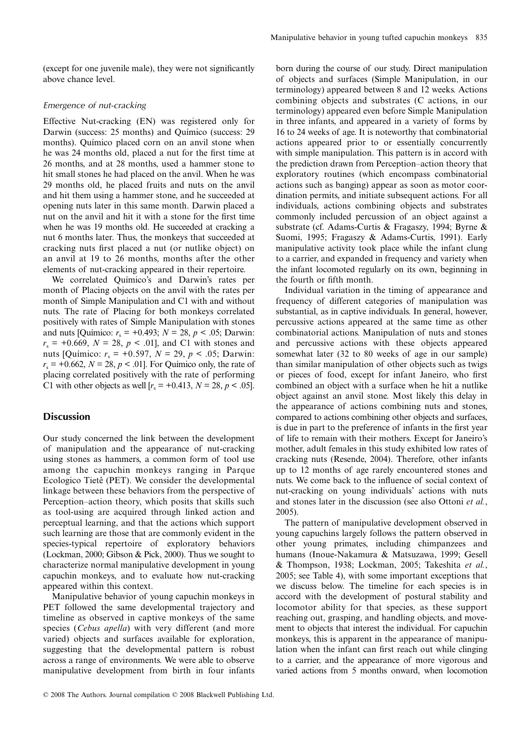(except for one juvenile male), they were not significantly above chance level.

### Emergence of nut-cracking

Effective Nut-cracking (EN) was registered only for Darwin (success: 25 months) and Químico (success: 29 months). Químico placed corn on an anvil stone when he was 24 months old, placed a nut for the first time at 26 months, and at 28 months, used a hammer stone to hit small stones he had placed on the anvil. When he was 29 months old, he placed fruits and nuts on the anvil and hit them using a hammer stone, and he succeeded at opening nuts later in this same month. Darwin placed a nut on the anvil and hit it with a stone for the first time when he was 19 months old. He succeeded at cracking a nut 6 months later. Thus, the monkeys that succeeded at cracking nuts first placed a nut (or nutlike object) on an anvil at 19 to 26 months, months after the other elements of nut-cracking appeared in their repertoire.

We correlated Químico's and Darwin's rates per month of Placing objects on the anvil with the rates per month of Simple Manipulation and C1 with and without nuts. The rate of Placing for both monkeys correlated positively with rates of Simple Manipulation with stones and nuts [Químico: $r_s = +0.493$; $N = 28$, $p < .05$; Darwin: $r_s = +0.669$, $N = 28$, $p < .01$], and C1 with stones and nuts [Químico: $r_s = +0.597$, $N = 29$, $p < .05$; Darwin: $r_s = +0.662$, $N = 28$, $p < .01$]. For Químico only, the rate of placing correlated positively with the rate of performing C1 with other objects as well [$r_s = +0.413$, $N = 28$, $p < .05$].

## Discussion

Our study concerned the link between the development of manipulation and the appearance of nut-cracking using stones as hammers, a common form of tool use among the capuchin monkeys ranging in Parque Ecologico Tietê (PET). We consider the developmental linkage between these behaviors from the perspective of Perception–action theory, which posits that skills such as tool-using are acquired through linked action and perceptual learning, and that the actions which support such learning are those that are commonly evident in the species-typical repertoire of exploratory behaviors (Lockman, 2000; Gibson & Pick, 2000). Thus we sought to characterize normal manipulative development in young capuchin monkeys, and to evaluate how nut-cracking appeared within this context.

Manipulative behavior of young capuchin monkeys in PET followed the same developmental trajectory and timeline as observed in captive monkeys of the same species (*Cebus apella*) with very different (and more varied) objects and surfaces available for exploration, suggesting that the developmental pattern is robust across a range of environments. We were able to observe manipulative development from birth in four infants born during the course of our study. Direct manipulation of objects and surfaces (Simple Manipulation, in our terminology) appeared between 8 and 12 weeks. Actions combining objects and substrates (C actions, in our terminology) appeared even before Simple Manipulation in three infants, and appeared in a variety of forms by 16 to 24 weeks of age. It is noteworthy that combinatorial actions appeared prior to or essentially concurrently with simple manipulation. This pattern is in accord with the prediction drawn from Perception–action theory that exploratory routines (which encompass combinatorial actions such as banging) appear as soon as motor coordination permits, and initiate subsequent actions. For all individuals, actions combining objects and substrates commonly included percussion of an object against a substrate (cf. Adams-Curtis & Fragaszy, 1994; Byrne & Suomi, 1995; Fragaszy & Adams-Curtis, 1991). Early manipulative activity took place while the infant clung to a carrier, and expanded in frequency and variety when the infant locomoted regularly on its own, beginning in the fourth or fifth month.

Individual variation in the timing of appearance and frequency of different categories of manipulation was substantial, as in captive individuals. In general, however, percussive actions appeared at the same time as other combinatorial actions. Manipulation of nuts and stones and percussive actions with these objects appeared somewhat later (32 to 80 weeks of age in our sample) than similar manipulation of other objects such as twigs or pieces of food, except for infant Janeiro, who first combined an object with a surface when he hit a nutlike object against an anvil stone. Most likely this delay in the appearance of actions combining nuts and stones, compared to actions combining other objects and surfaces, is due in part to the preference of infants in the first year of life to remain with their mothers. Except for Janeiro's mother, adult females in this study exhibited low rates of cracking nuts (Resende, 2004). Therefore, other infants up to 12 months of age rarely encountered stones and nuts. We come back to the influence of social context of nut-cracking on young individuals' actions with nuts and stones later in the discussion (see also Ottoni *et al.*, 2005).

The pattern of manipulative development observed in young capuchins largely follows the pattern observed in other young primates, including chimpanzees and humans (Inoue-Nakamura & Matsuzawa, 1999; Gesell & Thompson, 1938; Lockman, 2005; Takeshita *et al.*, 2005; see Table 4), with some important exceptions that we discuss below. The timeline for each species is in accord with the development of postural stability and locomotor ability for that species, as these support reaching out, grasping, and handling objects, and movement to objects that interest the individual. For capuchin monkeys, this is apparent in the appearance of manipulation when the infant can first reach out while clinging to a carrier, and the appearance of more vigorous and varied actions from 5 months onward, when locomotion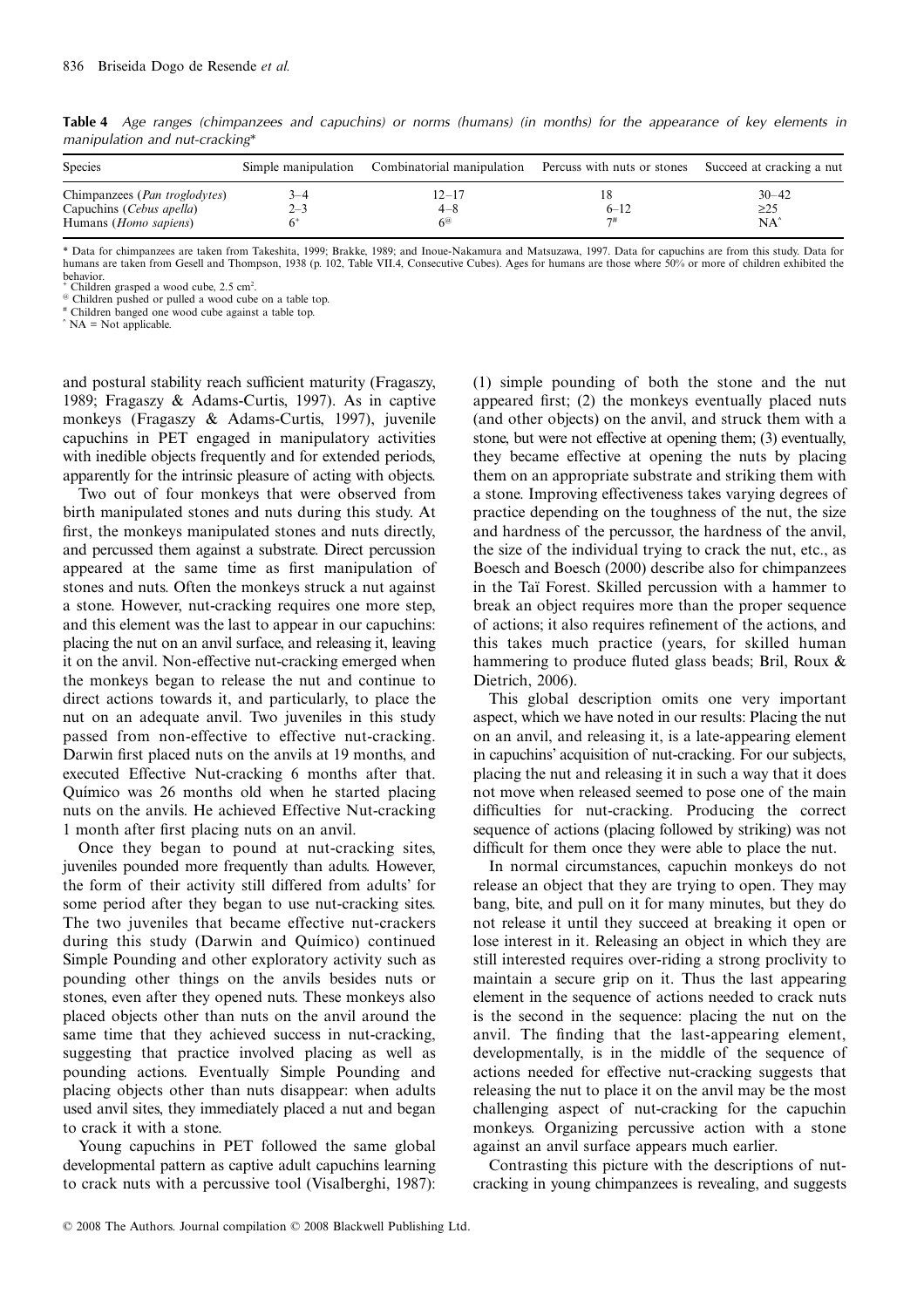**Table 4** *Age ranges (chimpanzees and capuchins) or norms (humans) (in months) for the appearance of key elements in manipulation and nut-cracking**

| Species | Simple manipulation | Combinatorial manipulation | Percuss with nuts or stones | Succeed at cracking a nut |
|---|---|---|---|---|
| Chimpanzees (*Pan troglodytes*) | 3–4 | 12–17 | 18 | 30–42 |
| Capuchins (*Cebus apella*) | 2–3 | 4–8 | 6–12 | ≥25 |
| Humans (*Homo sapiens*) | 6[+] | 6[@] | 7[#] | NA[^] |

\* Data for chimpanzees are taken from Takeshita, 1999; Brakke, 1989; and Inoue-Nakamura and Matsuzawa, 1997. Data for capuchins are from this study. Data for humans are taken from Gesell and Thompson, 1938 (p. 102, Table VII.4, Consecutive Cubes). Ages for humans are those where 50% or more of children exhibited the behavior.
[+] Children grasped a wood cube, 2.5 $cm^2$.
[@] Children pushed or pulled a wood cube on a table top.
[#] Children banged one wood cube against a table top.
[^] NA = Not applicable.

and postural stability reach sufficient maturity (Fragaszy, 1989; Fragaszy & Adams-Curtis, 1997). As in captive monkeys (Fragaszy & Adams-Curtis, 1997), juvenile capuchins in PET engaged in manipulatory activities with inedible objects frequently and for extended periods, apparently for the intrinsic pleasure of acting with objects.

Two out of four monkeys that were observed from birth manipulated stones and nuts during this study. At first, the monkeys manipulated stones and nuts directly, and percussed them against a substrate. Direct percussion appeared at the same time as first manipulation of stones and nuts. Often the monkeys struck a nut against a stone. However, nut-cracking requires one more step, and this element was the last to appear in our capuchins: placing the nut on an anvil surface, and releasing it, leaving it on the anvil. Non-effective nut-cracking emerged when the monkeys began to release the nut and continue to direct actions towards it, and particularly, to place the nut on an adequate anvil. Two juveniles in this study passed from non-effective to effective nut-cracking. Darwin first placed nuts on the anvils at 19 months, and executed Effective Nut-cracking 6 months after that. Químico was 26 months old when he started placing nuts on the anvils. He achieved Effective Nut-cracking 1 month after first placing nuts on an anvil.

Once they began to pound at nut-cracking sites, juveniles pounded more frequently than adults. However, the form of their activity still differed from adults' for some period after they began to use nut-cracking sites. The two juveniles that became effective nut-crackers during this study (Darwin and Químico) continued Simple Pounding and other exploratory activity such as pounding other things on the anvils besides nuts or stones, even after they opened nuts. These monkeys also placed objects other than nuts on the anvil around the same time that they achieved success in nut-cracking, suggesting that practice involved placing as well as pounding actions. Eventually Simple Pounding and placing objects other than nuts disappear: when adults used anvil sites, they immediately placed a nut and began to crack it with a stone.

Young capuchins in PET followed the same global developmental pattern as captive adult capuchins learning to crack nuts with a percussive tool (Visalberghi, 1987): (1) simple pounding of both the stone and the nut appeared first; (2) the monkeys eventually placed nuts (and other objects) on the anvil, and struck them with a stone, but were not effective at opening them; (3) eventually, they became effective at opening the nuts by placing them on an appropriate substrate and striking them with a stone. Improving effectiveness takes varying degrees of practice depending on the toughness of the nut, the size and hardness of the percussor, the hardness of the anvil, the size of the individual trying to crack the nut, etc., as Boesch and Boesch (2000) describe also for chimpanzees in the Taï Forest. Skilled percussion with a hammer to break an object requires more than the proper sequence of actions; it also requires refinement of the actions, and this takes much practice (years, for skilled human hammering to produce fluted glass beads; Bril, Roux & Dietrich, 2006).

This global description omits one very important aspect, which we have noted in our results: Placing the nut on an anvil, and releasing it, is a late-appearing element in capuchins' acquisition of nut-cracking. For our subjects, placing the nut and releasing it in such a way that it does not move when released seemed to pose one of the main difficulties for nut-cracking. Producing the correct sequence of actions (placing followed by striking) was not difficult for them once they were able to place the nut.

In normal circumstances, capuchin monkeys do not release an object that they are trying to open. They may bang, bite, and pull on it for many minutes, but they do not release it until they succeed at breaking it open or lose interest in it. Releasing an object in which they are still interested requires over-riding a strong proclivity to maintain a secure grip on it. Thus the last appearing element in the sequence of actions needed to crack nuts is the second in the sequence: placing the nut on the anvil. The finding that the last-appearing element, developmentally, is in the middle of the sequence of actions needed for effective nut-cracking suggests that releasing the nut to place it on the anvil may be the most challenging aspect of nut-cracking for the capuchin monkeys. Organizing percussive action with a stone against an anvil surface appears much earlier.

Contrasting this picture with the descriptions of nut-cracking in young chimpanzees is revealing, and suggests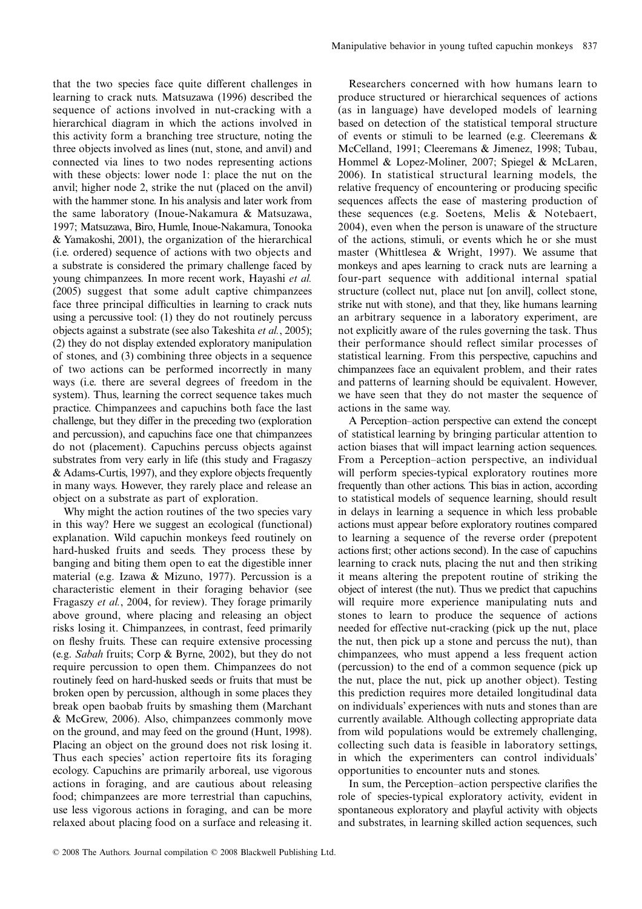that the two species face quite different challenges in learning to crack nuts. Matsuzawa (1996) described the sequence of actions involved in nut-cracking with a hierarchical diagram in which the actions involved in this activity form a branching tree structure, noting the three objects involved as lines (nut, stone, and anvil) and connected via lines to two nodes representing actions with these objects: lower node 1: place the nut on the anvil; higher node 2, strike the nut (placed on the anvil) with the hammer stone. In his analysis and later work from the same laboratory (Inoue-Nakamura & Matsuzawa, 1997; Matsuzawa, Biro, Humle, Inoue-Nakamura, Tonooka & Yamakoshi, 2001), the organization of the hierarchical (i.e. ordered) sequence of actions with two objects and a substrate is considered the primary challenge faced by young chimpanzees. In more recent work, Hayashi *et al.* (2005) suggest that some adult captive chimpanzees face three principal difficulties in learning to crack nuts using a percussive tool: (1) they do not routinely percuss objects against a substrate (see also Takeshita *et al.*, 2005); (2) they do not display extended exploratory manipulation of stones, and (3) combining three objects in a sequence of two actions can be performed incorrectly in many ways (i.e. there are several degrees of freedom in the system). Thus, learning the correct sequence takes much practice. Chimpanzees and capuchins both face the last challenge, but they differ in the preceding two (exploration and percussion), and capuchins face one that chimpanzees do not (placement). Capuchins percuss objects against substrates from very early in life (this study and Fragaszy & Adams-Curtis, 1997), and they explore objects frequently in many ways. However, they rarely place and release an object on a substrate as part of exploration.

Why might the action routines of the two species vary in this way? Here we suggest an ecological (functional) explanation. Wild capuchin monkeys feed routinely on hard-husked fruits and seeds. They process these by banging and biting them open to eat the digestible inner material (e.g. Izawa & Mizuno, 1977). Percussion is a characteristic element in their foraging behavior (see Fragaszy *et al.*, 2004, for review). They forage primarily above ground, where placing and releasing an object risks losing it. Chimpanzees, in contrast, feed primarily on fleshy fruits. These can require extensive processing (e.g. *Sabah* fruits; Corp & Byrne, 2002), but they do not require percussion to open them. Chimpanzees do not routinely feed on hard-husked seeds or fruits that must be broken open by percussion, although in some places they break open baobab fruits by smashing them (Marchant & McGrew, 2006). Also, chimpanzees commonly move on the ground, and may feed on the ground (Hunt, 1998). Placing an object on the ground does not risk losing it. Thus each species' action repertoire fits its foraging ecology. Capuchins are primarily arboreal, use vigorous actions in foraging, and are cautious about releasing food; chimpanzees are more terrestrial than capuchins, use less vigorous actions in foraging, and can be more relaxed about placing food on a surface and releasing it.

Researchers concerned with how humans learn to produce structured or hierarchical sequences of actions (as in language) have developed models of learning based on detection of the statistical temporal structure of events or stimuli to be learned (e.g. Cleeremans & McCelland, 1991; Cleeremans & Jimenez, 1998; Tubau, Hommel & Lopez-Moliner, 2007; Spiegel & McLaren, 2006). In statistical structural learning models, the relative frequency of encountering or producing specific sequences affects the ease of mastering production of these sequences (e.g. Soetens, Melis & Notebaert, 2004), even when the person is unaware of the structure of the actions, stimuli, or events which he or she must master (Whittlesea & Wright, 1997). We assume that monkeys and apes learning to crack nuts are learning a four-part sequence with additional internal spatial structure (collect nut, place nut [on anvil], collect stone, strike nut with stone), and that they, like humans learning an arbitrary sequence in a laboratory experiment, are not explicitly aware of the rules governing the task. Thus their performance should reflect similar processes of statistical learning. From this perspective, capuchins and chimpanzees face an equivalent problem, and their rates and patterns of learning should be equivalent. However, we have seen that they do not master the sequence of actions in the same way.

A Perception–action perspective can extend the concept of statistical learning by bringing particular attention to action biases that will impact learning action sequences. From a Perception–action perspective, an individual will perform species-typical exploratory routines more frequently than other actions. This bias in action, according to statistical models of sequence learning, should result in delays in learning a sequence in which less probable actions must appear before exploratory routines compared to learning a sequence of the reverse order (prepotent actions first; other actions second). In the case of capuchins learning to crack nuts, placing the nut and then striking it means altering the prepotent routine of striking the object of interest (the nut). Thus we predict that capuchins will require more experience manipulating nuts and stones to learn to produce the sequence of actions needed for effective nut-cracking (pick up the nut, place the nut, then pick up a stone and percuss the nut), than chimpanzees, who must append a less frequent action (percussion) to the end of a common sequence (pick up the nut, place the nut, pick up another object). Testing this prediction requires more detailed longitudinal data on individuals' experiences with nuts and stones than are currently available. Although collecting appropriate data from wild populations would be extremely challenging, collecting such data is feasible in laboratory settings, in which the experimenters can control individuals' opportunities to encounter nuts and stones.

In sum, the Perception–action perspective clarifies the role of species-typical exploratory activity, evident in spontaneous exploratory and playful activity with objects and substrates, in learning skilled action sequences, such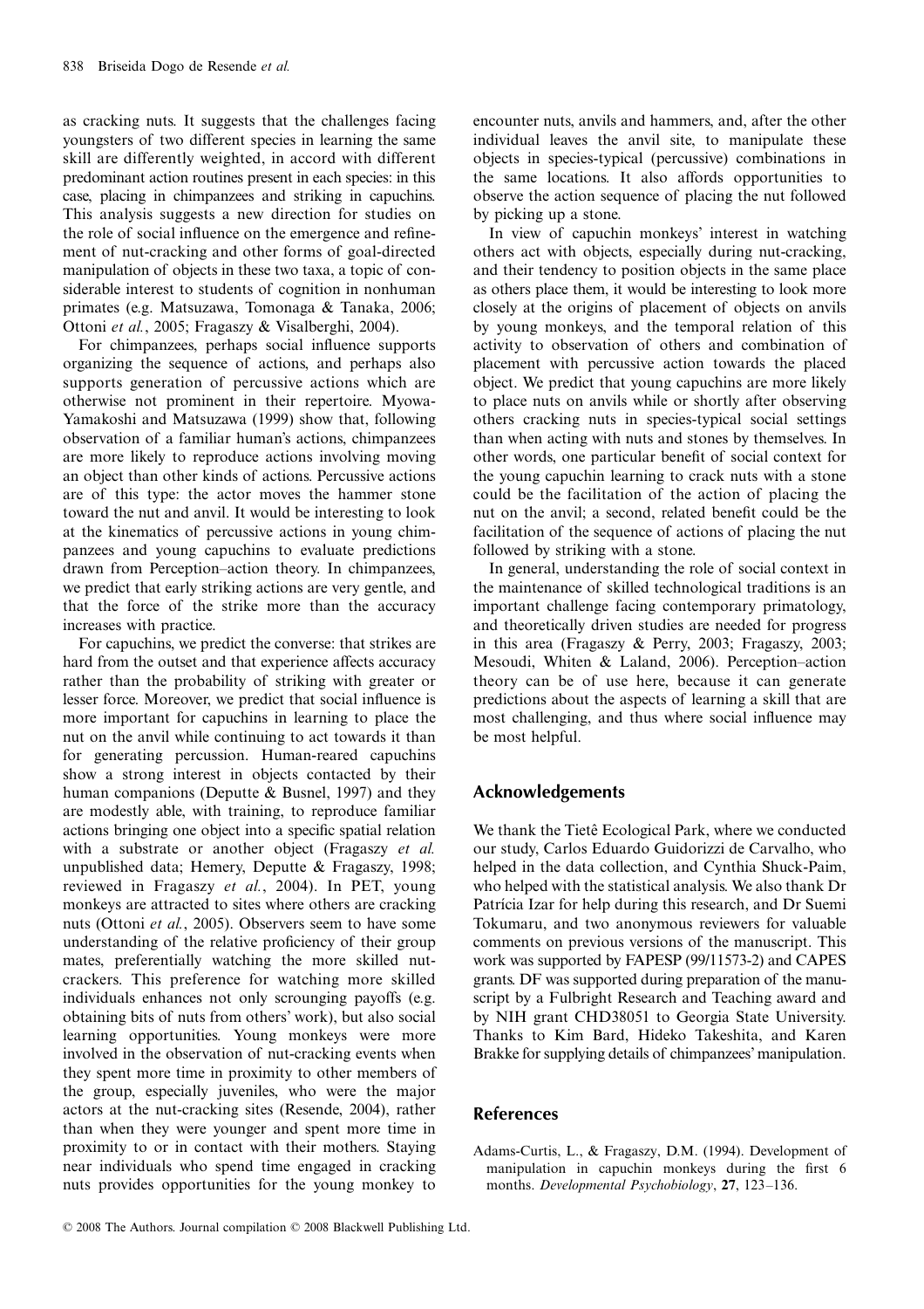as cracking nuts. It suggests that the challenges facing youngsters of two different species in learning the same skill are differently weighted, in accord with different predominant action routines present in each species: in this case, placing in chimpanzees and striking in capuchins. This analysis suggests a new direction for studies on the role of social influence on the emergence and refinement of nut-cracking and other forms of goal-directed manipulation of objects in these two taxa, a topic of considerable interest to students of cognition in nonhuman primates (e.g. Matsuzawa, Tomonaga & Tanaka, 2006; Ottoni *et al.*, 2005; Fragaszy & Visalberghi, 2004).

For chimpanzees, perhaps social influence supports organizing the sequence of actions, and perhaps also supports generation of percussive actions which are otherwise not prominent in their repertoire. Myowa-Yamakoshi and Matsuzawa (1999) show that, following observation of a familiar human's actions, chimpanzees are more likely to reproduce actions involving moving an object than other kinds of actions. Percussive actions are of this type: the actor moves the hammer stone toward the nut and anvil. It would be interesting to look at the kinematics of percussive actions in young chimpanzees and young capuchins to evaluate predictions drawn from Perception–action theory. In chimpanzees, we predict that early striking actions are very gentle, and that the force of the strike more than the accuracy increases with practice.

For capuchins, we predict the converse: that strikes are hard from the outset and that experience affects accuracy rather than the probability of striking with greater or lesser force. Moreover, we predict that social influence is more important for capuchins in learning to place the nut on the anvil while continuing to act towards it than for generating percussion. Human-reared capuchins show a strong interest in objects contacted by their human companions (Deputte & Busnel, 1997) and they are modestly able, with training, to reproduce familiar actions bringing one object into a specific spatial relation with a substrate or another object (Fragaszy *et al.* unpublished data; Hemery, Deputte & Fragaszy, 1998; reviewed in Fragaszy *et al.*, 2004). In PET, young monkeys are attracted to sites where others are cracking nuts (Ottoni *et al.*, 2005). Observers seem to have some understanding of the relative proficiency of their group mates, preferentially watching the more skilled nut-crackers. This preference for watching more skilled individuals enhances not only scrounging payoffs (e.g. obtaining bits of nuts from others' work), but also social learning opportunities. Young monkeys were more involved in the observation of nut-cracking events when they spent more time in proximity to other members of the group, especially juveniles, who were the major actors at the nut-cracking sites (Resende, 2004), rather than when they were younger and spent more time in proximity to or in contact with their mothers. Staying near individuals who spend time engaged in cracking nuts provides opportunities for the young monkey to encounter nuts, anvils and hammers, and, after the other individual leaves the anvil site, to manipulate these objects in species-typical (percussive) combinations in the same locations. It also affords opportunities to observe the action sequence of placing the nut followed by picking up a stone.

In view of capuchin monkeys' interest in watching others act with objects, especially during nut-cracking, and their tendency to position objects in the same place as others place them, it would be interesting to look more closely at the origins of placement of objects on anvils by young monkeys, and the temporal relation of this activity to observation of others and combination of placement with percussive action towards the placed object. We predict that young capuchins are more likely to place nuts on anvils while or shortly after observing others cracking nuts in species-typical social settings than when acting with nuts and stones by themselves. In other words, one particular benefit of social context for the young capuchin learning to crack nuts with a stone could be the facilitation of the action of placing the nut on the anvil; a second, related benefit could be the facilitation of the sequence of actions of placing the nut followed by striking with a stone.

In general, understanding the role of social context in the maintenance of skilled technological traditions is an important challenge facing contemporary primatology, and theoretically driven studies are needed for progress in this area (Fragaszy & Perry, 2003; Fragaszy, 2003; Mesoudi, Whiten & Laland, 2006). Perception–action theory can be of use here, because it can generate predictions about the aspects of learning a skill that are most challenging, and thus where social influence may be most helpful.

## Acknowledgements

We thank the Tietê Ecological Park, where we conducted our study, Carlos Eduardo Guidorizzi de Carvalho, who helped in the data collection, and Cynthia Shuck-Paim, who helped with the statistical analysis. We also thank Dr Patrícia Izar for help during this research, and Dr Suemi Tokumaru, and two anonymous reviewers for valuable comments on previous versions of the manuscript. This work was supported by FAPESP (99/11573-2) and CAPES grants. DF was supported during preparation of the manuscript by a Fulbright Research and Teaching award and by NIH grant CHD38051 to Georgia State University. Thanks to Kim Bard, Hideko Takeshita, and Karen Brakke for supplying details of chimpanzees' manipulation.

## References

Adams-Curtis, L., & Fragaszy, D.M. (1994). Development of manipulation in capuchin monkeys during the first 6 months. *Developmental Psychobiology*, **27**, 123–136.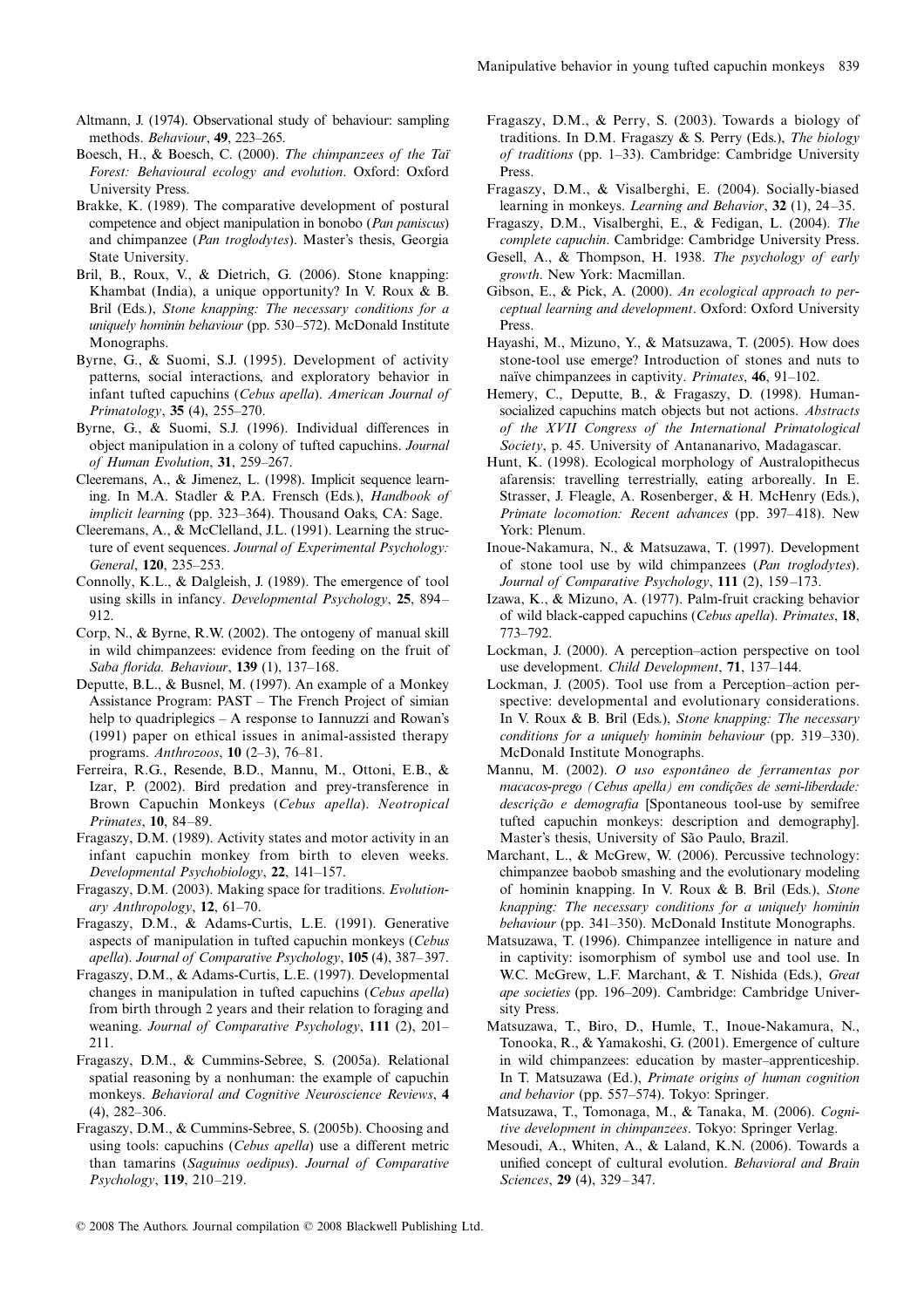Altmann, J. (1974). Observational study of behaviour: sampling methods. *Behaviour*, **49**, 223–265.

Boesch, H., & Boesch, C. (2000). *The chimpanzees of the Taï Forest: Behavioural ecology and evolution*. Oxford: Oxford University Press.

Brakke, K. (1989). The comparative development of postural competence and object manipulation in bonobo (*Pan paniscus*) and chimpanzee (*Pan troglodytes*). Master's thesis, Georgia State University.

Bril, B., Roux, V., & Dietrich, G. (2006). Stone knapping: Khambat (India), a unique opportunity? In V. Roux & B. Bril (Eds.), *Stone knapping: The necessary conditions for a uniquely hominin behaviour* (pp. 530–572). McDonald Institute Monographs.

Byrne, G., & Suomi, S.J. (1995). Development of activity patterns, social interactions, and exploratory behavior in infant tufted capuchins (*Cebus apella*). *American Journal of Primatology*, **35** (4), 255–270.

Byrne, G., & Suomi, S.J. (1996). Individual differences in object manipulation in a colony of tufted capuchins. *Journal of Human Evolution*, **31**, 259–267.

Cleeremans, A., & Jimenez, L. (1998). Implicit sequence learning. In M.A. Stadler & P.A. Frensch (Eds.), *Handbook of implicit learning* (pp. 323–364). Thousand Oaks, CA: Sage.

Cleeremans, A., & McClelland, J.L. (1991). Learning the structure of event sequences. *Journal of Experimental Psychology: General*, **120**, 235–253.

Connolly, K.L., & Dalgleish, J. (1989). The emergence of tool using skills in infancy. *Developmental Psychology*, **25**, 894–912.

Corp, N., & Byrne, R.W. (2002). The ontogeny of manual skill in wild chimpanzees: evidence from feeding on the fruit of *Saba florida*. *Behaviour*, **139** (1), 137–168.

Deputte, B.L., & Busnel, M. (1997). An example of a Monkey Assistance Program: PAST – The French Project of simian help to quadriplegics – A response to Iannuzzi and Rowan's (1991) paper on ethical issues in animal-assisted therapy programs. *Anthrozoos*, **10** (2–3), 76–81.

Ferreira, R.G., Resende, B.D., Mannu, M., Ottoni, E.B., & Izar, P. (2002). Bird predation and prey-transference in Brown Capuchin Monkeys (*Cebus apella*). *Neotropical Primates*, **10**, 84–89.

Fragaszy, D.M. (1989). Activity states and motor activity in an infant capuchin monkey from birth to eleven weeks. *Developmental Psychobiology*, **22**, 141–157.

Fragaszy, D.M. (2003). Making space for traditions. *Evolutionary Anthropology*, **12**, 61–70.

Fragaszy, D.M., & Adams-Curtis, L.E. (1991). Generative aspects of manipulation in tufted capuchin monkeys (*Cebus apella*). *Journal of Comparative Psychology*, **105** (4), 387–397.

Fragaszy, D.M., & Adams-Curtis, L.E. (1997). Developmental changes in manipulation in tufted capuchins (*Cebus apella*) from birth through 2 years and their relation to foraging and weaning. *Journal of Comparative Psychology*, **111** (2), 201–211.

Fragaszy, D.M., & Cummins-Sebree, S. (2005a). Relational spatial reasoning by a nonhuman: the example of capuchin monkeys. *Behavioral and Cognitive Neuroscience Reviews*, **4** (4), 282–306.

Fragaszy, D.M., & Cummins-Sebree, S. (2005b). Choosing and using tools: capuchins (*Cebus apella*) use a different metric than tamarins (*Saguinus oedipus*). *Journal of Comparative Psychology*, **119**, 210–219.

Fragaszy, D.M., & Perry, S. (2003). Towards a biology of traditions. In D.M. Fragaszy & S. Perry (Eds.), *The biology of traditions* (pp. 1–33). Cambridge: Cambridge University Press.

Fragaszy, D.M., & Visalberghi, E. (2004). Socially-biased learning in monkeys. *Learning and Behavior*, **32** (1), 24–35.

Fragaszy, D.M., Visalberghi, E., & Fedigan, L. (2004). *The complete capuchin*. Cambridge: Cambridge University Press.

Gesell, A., & Thompson, H. 1938. *The psychology of early growth*. New York: Macmillan.

Gibson, E., & Pick, A. (2000). *An ecological approach to perceptual learning and development*. Oxford: Oxford University Press.

Hayashi, M., Mizuno, Y., & Matsuzawa, T. (2005). How does stone-tool use emerge? Introduction of stones and nuts to naïve chimpanzees in captivity. *Primates*, **46**, 91–102.

Hemery, C., Deputte, B., & Fragaszy, D. (1998). Human-socialized capuchins match objects but not actions. *Abstracts of the XVII Congress of the International Primatological Society*, p. 45. University of Antananarivo, Madagascar.

Hunt, K. (1998). Ecological morphology of Australopithecus afarensis: travelling terrestrially, eating arboreally. In E. Strasser, J. Fleagle, A. Rosenberger, & H. McHenry (Eds.), *Primate locomotion: Recent advances* (pp. 397–418). New York: Plenum.

Inoue-Nakamura, N., & Matsuzawa, T. (1997). Development of stone tool use by wild chimpanzees (*Pan troglodytes*). *Journal of Comparative Psychology*, **111** (2), 159–173.

Izawa, K., & Mizuno, A. (1977). Palm-fruit cracking behavior of wild black-capped capuchins (*Cebus apella*). *Primates*, **18**, 773–792.

Lockman, J. (2000). A perception–action perspective on tool use development. *Child Development*, **71**, 137–144.

Lockman, J. (2005). Tool use from a Perception–action perspective: developmental and evolutionary considerations. In V. Roux & B. Bril (Eds.), *Stone knapping: The necessary conditions for a uniquely hominin behaviour* (pp. 319–330). McDonald Institute Monographs.

Mannu, M. (2002). *O uso espontâneo de ferramentas por macacos-prego (Cebus apella) em condições de semi-liberdade: descrição e demografia* [Spontaneous tool-use by semifree tufted capuchin monkeys: description and demography]. Master's thesis, University of São Paulo, Brazil.

Marchant, L., & McGrew, W. (2006). Percussive technology: chimpanzee baobob smashing and the evolutionary modeling of hominin knapping. In V. Roux & B. Bril (Eds.), *Stone knapping: The necessary conditions for a uniquely hominin behaviour* (pp. 341–350). McDonald Institute Monographs.

Matsuzawa, T. (1996). Chimpanzee intelligence in nature and in captivity: isomorphism of symbol use and tool use. In W.C. McGrew, L.F. Marchant, & T. Nishida (Eds.), *Great ape societies* (pp. 196–209). Cambridge: Cambridge University Press.

Matsuzawa, T., Biro, D., Humle, T., Inoue-Nakamura, N., Tonooka, R., & Yamakoshi, G. (2001). Emergence of culture in wild chimpanzees: education by master–apprenticeship. In T. Matsuzawa (Ed.), *Primate origins of human cognition and behavior* (pp. 557–574). Tokyo: Springer.

Matsuzawa, T., Tomonaga, M., & Tanaka, M. (2006). *Cognitive development in chimpanzees*. Tokyo: Springer Verlag.

Mesoudi, A., Whiten, A., & Laland, K.N. (2006). Towards a unified concept of cultural evolution. *Behavioral and Brain Sciences*, **29** (4), 329–347.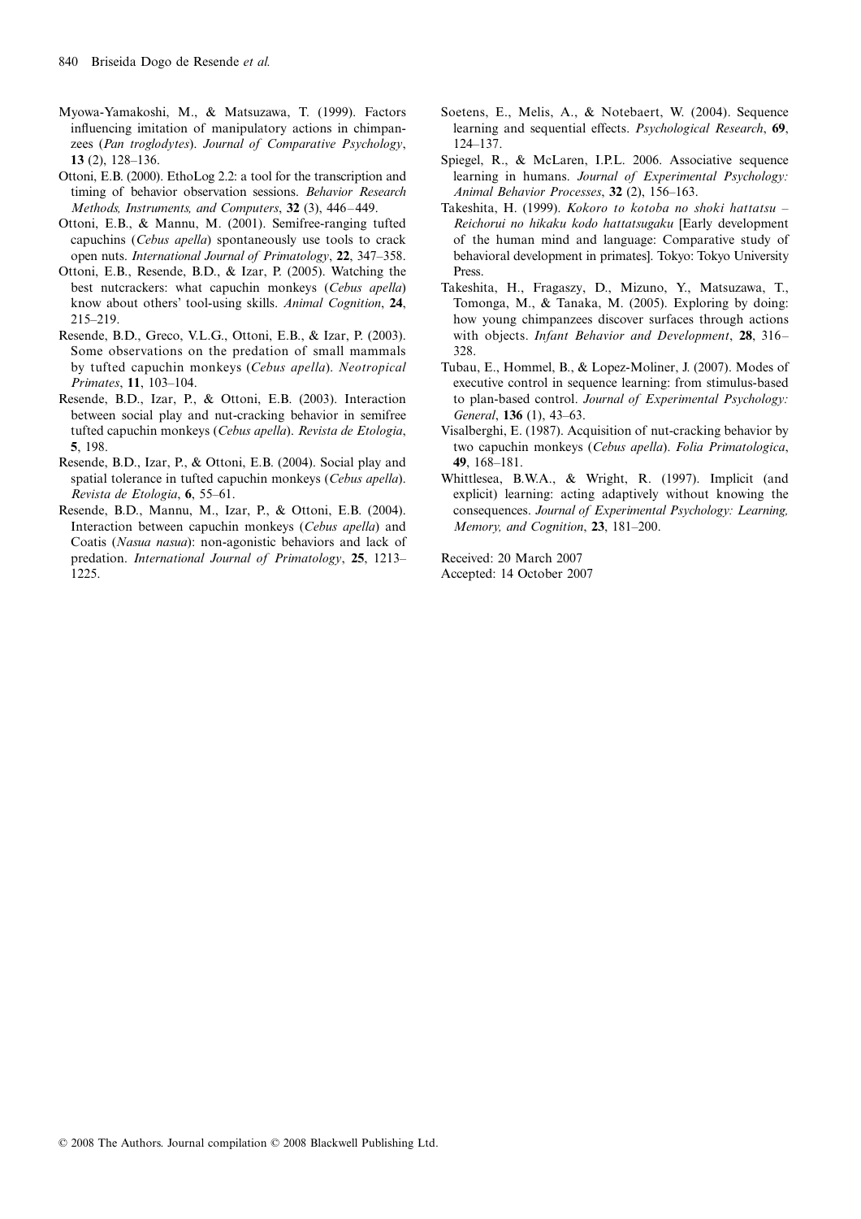Myowa-Yamakoshi, M., & Matsuzawa, T. (1999). Factors influencing imitation of manipulatory actions in chimpanzees (*Pan troglodytes*). *Journal of Comparative Psychology*, **13** (2), 128–136.

Ottoni, E.B. (2000). EthoLog 2.2: a tool for the transcription and timing of behavior observation sessions. *Behavior Research Methods, Instruments, and Computers*, **32** (3), 446–449.

Ottoni, E.B., & Mannu, M. (2001). Semifree-ranging tufted capuchins (*Cebus apella*) spontaneously use tools to crack open nuts. *International Journal of Primatology*, **22**, 347–358.

Ottoni, E.B., Resende, B.D., & Izar, P. (2005). Watching the best nutcrackers: what capuchin monkeys (*Cebus apella*) know about others' tool-using skills. *Animal Cognition*, **24**, 215–219.

Resende, B.D., Greco, V.L.G., Ottoni, E.B., & Izar, P. (2003). Some observations on the predation of small mammals by tufted capuchin monkeys (*Cebus apella*). *Neotropical Primates*, **11**, 103–104.

Resende, B.D., Izar, P., & Ottoni, E.B (2003). Interaction between social play and nut-cracking behavior in semifree tufted capuchin monkeys (*Cebus apella*). *Revista de Etologia*, **5**, 198.

Resende, B.D., Izar, P., & Ottoni, E.B. (2004). Social play and spatial tolerance in tufted capuchin monkeys (*Cebus apella*). *Revista de Etologia*, **6**, 55–61.

Resende, B.D., Mannu, M., Izar, P., & Ottoni, E.B. (2004). Interaction between capuchin monkeys (*Cebus apella*) and Coatis (*Nasua nasua*): non-agonistic behaviors and lack of predation. *International Journal of Primatology*, **25**, 1213–1225.

Soetens, E., Melis, A., & Notebaert, W. (2004). Sequence learning and sequential effects. *Psychological Research*, **69**, 124–137.

Spiegel, R., & McLaren, I.P.L. 2006. Associative sequence learning in humans. *Journal of Experimental Psychology: Animal Behavior Processes*, **32** (2), 156–163.

Takeshita, H. (1999). *Kokoro to kotoba no shoki hattatsu – Reichorui no hikaku kodo hattatsugaku* [Early development of the human mind and language: Comparative study of behavioral development in primates]. Tokyo: Tokyo University Press.

Takeshita, H., Fragaszy, D., Mizuno, Y., Matsuzawa, T., Tomonga, M., & Tanaka, M. (2005). Exploring by doing: how young chimpanzees discover surfaces through actions with objects. *Infant Behavior and Development*, **28**, 316–328.

Tubau, E., Hommel, B., & Lopez-Moliner, J. (2007). Modes of executive control in sequence learning: from stimulus-based to plan-based control. *Journal of Experimental Psychology: General*, **136** (1), 43–63.

Visalberghi, E. (1987). Acquisition of nut-cracking behavior by two capuchin monkeys (*Cebus apella*). *Folia Primatologica*, **49**, 168–181.

Whittlesea, B.W.A., & Wright, R. (1997). Implicit (and explicit) learning: acting adaptively without knowing the consequences. *Journal of Experimental Psychology: Learning, Memory, and Cognition*, **23**, 181–200.

Received: 20 March 2007
Accepted: 14 October 2007

© 2008 The Authors. Journal compilation © 2008 Blackwell Publishing Ltd.